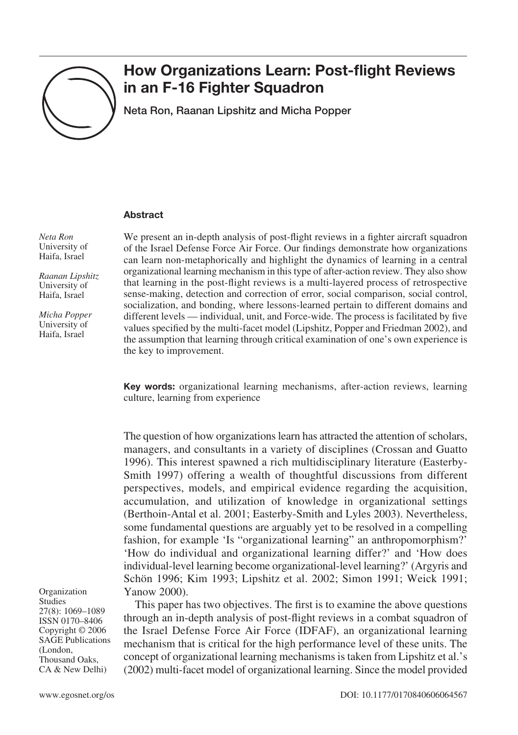# How Organizations Learn: Post-flight Reviews in an F-16 Fighter Squadron

Neta Ron, Raanan Lipshitz and Micha Popper

*Neta Ron*
University of Haifa, Israel

*Raanan Lipshitz*
University of Haifa, Israel

*Micha Popper*
University of Haifa, Israel

### Abstract

We present an in-depth analysis of post-flight reviews in a fighter aircraft squadron of the Israel Defense Force Air Force. Our findings demonstrate how organizations can learn non-metaphorically and highlight the dynamics of learning in a central organizational learning mechanism in this type of after-action review. They also show that learning in the post-flight reviews is a multi-layered process of retrospective sense-making, detection and correction of error, social comparison, social control, socialization, and bonding, where lessons-learned pertain to different domains and different levels — individual, unit, and Force-wide. The process is facilitated by five values specified by the multi-facet model (Lipshitz, Popper and Friedman 2002), and the assumption that learning through critical examination of one's own experience is the key to improvement.

**Key words:** organizational learning mechanisms, after-action reviews, learning culture, learning from experience

Organization Studies
27(8): 1069–1089
ISSN 0170–8406
Copyright © 2006
SAGE Publications
(London, Thousand Oaks, CA & New Delhi)

The question of how organizations learn has attracted the attention of scholars, managers, and consultants in a variety of disciplines (Crossan and Guatto 1996). This interest spawned a rich multidisciplinary literature (Easterby-Smith 1997) offering a wealth of thoughtful discussions from different perspectives, models, and empirical evidence regarding the acquisition, accumulation, and utilization of knowledge in organizational settings (Berthoin-Antal et al. 2001; Easterby-Smith and Lyles 2003). Nevertheless, some fundamental questions are arguably yet to be resolved in a compelling fashion, for example 'Is "organizational learning" an anthropomorphism?' 'How do individual and organizational learning differ?' and 'How does individual-level learning become organizational-level learning?' (Argyris and Schön 1996; Kim 1993; Lipshitz et al. 2002; Simon 1991; Weick 1991; Yanow 2000).

This paper has two objectives. The first is to examine the above questions through an in-depth analysis of post-flight reviews in a combat squadron of the Israel Defense Force Air Force (IDFAF), an organizational learning mechanism that is critical for the high performance level of these units. The concept of organizational learning mechanisms is taken from Lipshitz et al.'s (2002) multi-facet model of organizational learning. Since the model provided

www.egosnet.org/os

DOI: 10.1177/0170840606064567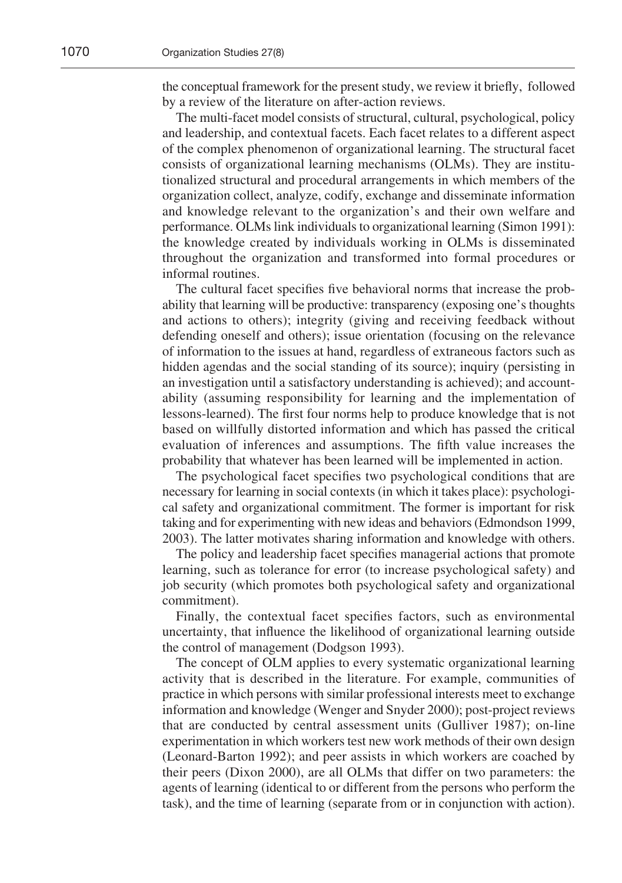the conceptual framework for the present study, we review it briefly, followed by a review of the literature on after-action reviews.

The multi-facet model consists of structural, cultural, psychological, policy and leadership, and contextual facets. Each facet relates to a different aspect of the complex phenomenon of organizational learning. The structural facet consists of organizational learning mechanisms (OLMs). They are institutionalized structural and procedural arrangements in which members of the organization collect, analyze, codify, exchange and disseminate information and knowledge relevant to the organization's and their own welfare and performance. OLMs link individuals to organizational learning (Simon 1991): the knowledge created by individuals working in OLMs is disseminated throughout the organization and transformed into formal procedures or informal routines.

The cultural facet specifies five behavioral norms that increase the probability that learning will be productive: transparency (exposing one's thoughts and actions to others); integrity (giving and receiving feedback without defending oneself and others); issue orientation (focusing on the relevance of information to the issues at hand, regardless of extraneous factors such as hidden agendas and the social standing of its source); inquiry (persisting in an investigation until a satisfactory understanding is achieved); and accountability (assuming responsibility for learning and the implementation of lessons-learned). The first four norms help to produce knowledge that is not based on willfully distorted information and which has passed the critical evaluation of inferences and assumptions. The fifth value increases the probability that whatever has been learned will be implemented in action.

The psychological facet specifies two psychological conditions that are necessary for learning in social contexts (in which it takes place): psychological safety and organizational commitment. The former is important for risk taking and for experimenting with new ideas and behaviors (Edmondson 1999, 2003). The latter motivates sharing information and knowledge with others.

The policy and leadership facet specifies managerial actions that promote learning, such as tolerance for error (to increase psychological safety) and job security (which promotes both psychological safety and organizational commitment).

Finally, the contextual facet specifies factors, such as environmental uncertainty, that influence the likelihood of organizational learning outside the control of management (Dodgson 1993).

The concept of OLM applies to every systematic organizational learning activity that is described in the literature. For example, communities of practice in which persons with similar professional interests meet to exchange information and knowledge (Wenger and Snyder 2000); post-project reviews that are conducted by central assessment units (Gulliver 1987); on-line experimentation in which workers test new work methods of their own design (Leonard-Barton 1992); and peer assists in which workers are coached by their peers (Dixon 2000), are all OLMs that differ on two parameters: the agents of learning (identical to or different from the persons who perform the task), and the time of learning (separate from or in conjunction with action).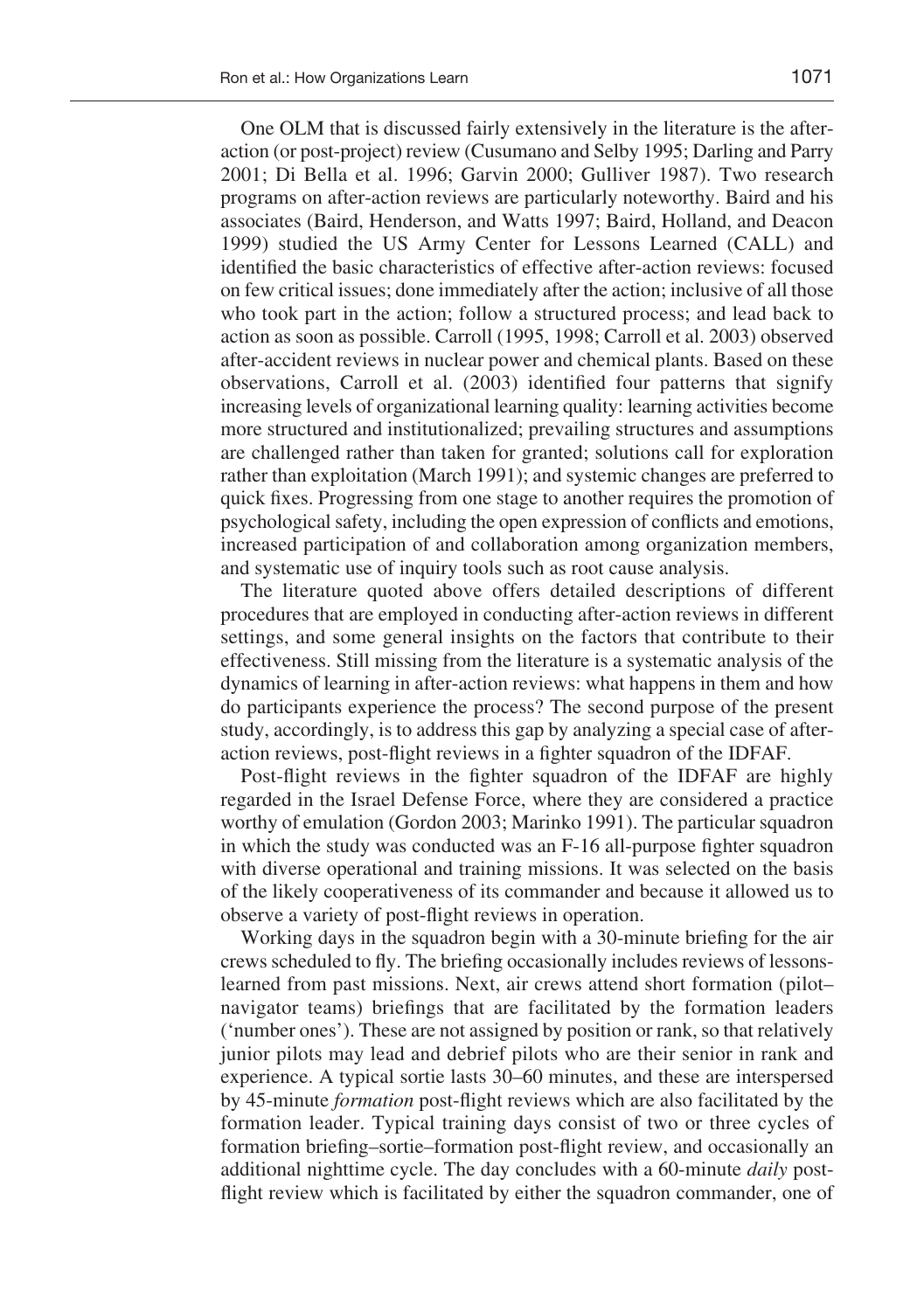One OLM that is discussed fairly extensively in the literature is the after-action (or post-project) review (Cusumano and Selby 1995; Darling and Parry 2001; Di Bella et al. 1996; Garvin 2000; Gulliver 1987). Two research programs on after-action reviews are particularly noteworthy. Baird and his associates (Baird, Henderson, and Watts 1997; Baird, Holland, and Deacon 1999) studied the US Army Center for Lessons Learned (CALL) and identified the basic characteristics of effective after-action reviews: focused on few critical issues; done immediately after the action; inclusive of all those who took part in the action; follow a structured process; and lead back to action as soon as possible. Carroll (1995, 1998; Carroll et al. 2003) observed after-accident reviews in nuclear power and chemical plants. Based on these observations, Carroll et al. (2003) identified four patterns that signify increasing levels of organizational learning quality: learning activities become more structured and institutionalized; prevailing structures and assumptions are challenged rather than taken for granted; solutions call for exploration rather than exploitation (March 1991); and systemic changes are preferred to quick fixes. Progressing from one stage to another requires the promotion of psychological safety, including the open expression of conflicts and emotions, increased participation of and collaboration among organization members, and systematic use of inquiry tools such as root cause analysis.

The literature quoted above offers detailed descriptions of different procedures that are employed in conducting after-action reviews in different settings, and some general insights on the factors that contribute to their effectiveness. Still missing from the literature is a systematic analysis of the dynamics of learning in after-action reviews: what happens in them and how do participants experience the process? The second purpose of the present study, accordingly, is to address this gap by analyzing a special case of after-action reviews, post-flight reviews in a fighter squadron of the IDFAF.

Post-flight reviews in the fighter squadron of the IDFAF are highly regarded in the Israel Defense Force, where they are considered a practice worthy of emulation (Gordon 2003; Marinko 1991). The particular squadron in which the study was conducted was an F-16 all-purpose fighter squadron with diverse operational and training missions. It was selected on the basis of the likely cooperativeness of its commander and because it allowed us to observe a variety of post-flight reviews in operation.

Working days in the squadron begin with a 30-minute briefing for the air crews scheduled to fly. The briefing occasionally includes reviews of lessons-learned from past missions. Next, air crews attend short formation (pilot–navigator teams) briefings that are facilitated by the formation leaders ('number ones'). These are not assigned by position or rank, so that relatively junior pilots may lead and debrief pilots who are their senior in rank and experience. A typical sortie lasts 30–60 minutes, and these are interspersed by 45-minute *formation* post-flight reviews which are also facilitated by the formation leader. Typical training days consist of two or three cycles of formation briefing–sortie–formation post-flight review, and occasionally an additional nighttime cycle. The day concludes with a 60-minute *daily* post-flight review which is facilitated by either the squadron commander, one of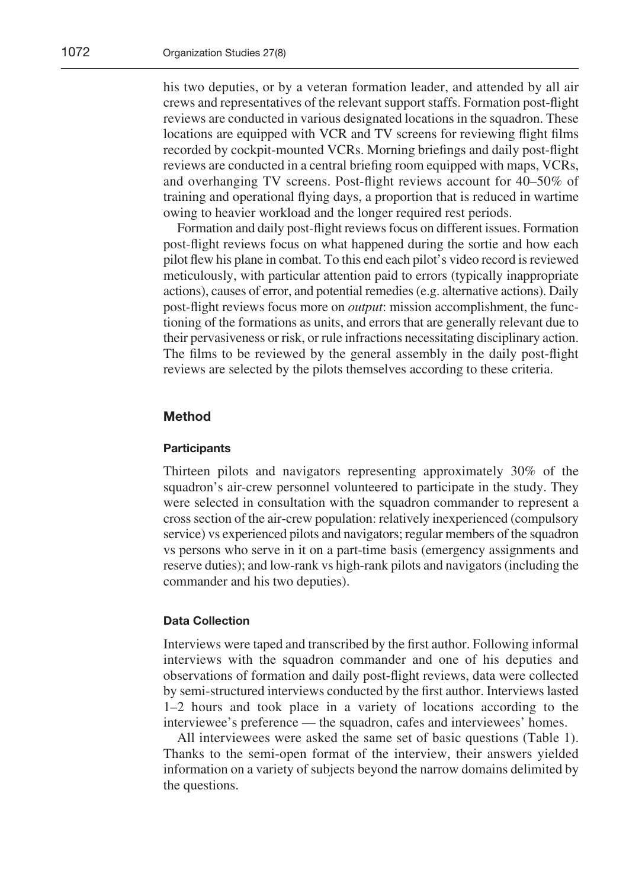his two deputies, or by a veteran formation leader, and attended by all air crews and representatives of the relevant support staffs. Formation post-flight reviews are conducted in various designated locations in the squadron. These locations are equipped with VCR and TV screens for reviewing flight films recorded by cockpit-mounted VCRs. Morning briefings and daily post-flight reviews are conducted in a central briefing room equipped with maps, VCRs, and overhanging TV screens. Post-flight reviews account for 40–50% of training and operational flying days, a proportion that is reduced in wartime owing to heavier workload and the longer required rest periods.

Formation and daily post-flight reviews focus on different issues. Formation post-flight reviews focus on what happened during the sortie and how each pilot flew his plane in combat. To this end each pilot's video record is reviewed meticulously, with particular attention paid to errors (typically inappropriate actions), causes of error, and potential remedies (e.g. alternative actions). Daily post-flight reviews focus more on *output*: mission accomplishment, the functioning of the formations as units, and errors that are generally relevant due to their pervasiveness or risk, or rule infractions necessitating disciplinary action. The films to be reviewed by the general assembly in the daily post-flight reviews are selected by the pilots themselves according to these criteria.

## Method

### Participants

Thirteen pilots and navigators representing approximately 30% of the squadron's air-crew personnel volunteered to participate in the study. They were selected in consultation with the squadron commander to represent a cross section of the air-crew population: relatively inexperienced (compulsory service) vs experienced pilots and navigators; regular members of the squadron vs persons who serve in it on a part-time basis (emergency assignments and reserve duties); and low-rank vs high-rank pilots and navigators (including the commander and his two deputies).

### Data Collection

Interviews were taped and transcribed by the first author. Following informal interviews with the squadron commander and one of his deputies and observations of formation and daily post-flight reviews, data were collected by semi-structured interviews conducted by the first author. Interviews lasted 1–2 hours and took place in a variety of locations according to the interviewee's preference — the squadron, cafes and interviewees' homes.

All interviewees were asked the same set of basic questions (Table 1). Thanks to the semi-open format of the interview, their answers yielded information on a variety of subjects beyond the narrow domains delimited by the questions.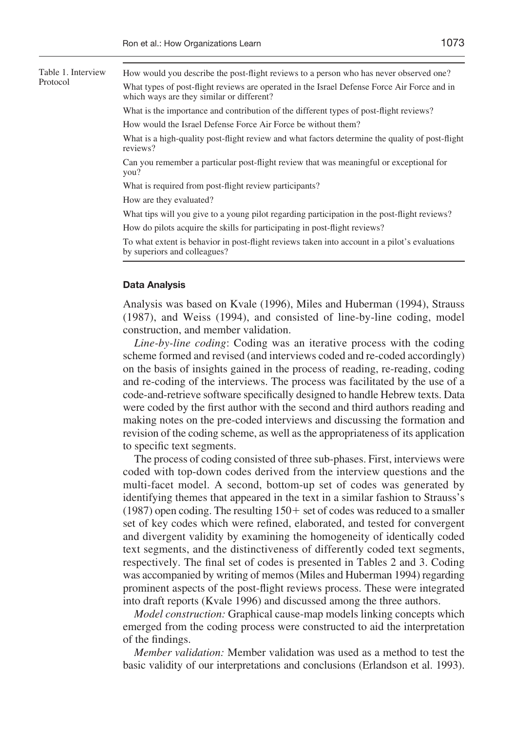Table 1. Interview Protocol

| |
|---|
| How would you describe the post-flight reviews to a person who has never observed one? |
| What types of post-flight reviews are operated in the Israel Defense Force Air Force and in which ways are they similar or different? |
| What is the importance and contribution of the different types of post-flight reviews? |
| How would the Israel Defense Force Air Force be without them? |
| What is a high-quality post-flight review and what factors determine the quality of post-flight reviews? |
| Can you remember a particular post-flight review that was meaningful or exceptional for you? |
| What is required from post-flight review participants? |
| How are they evaluated? |
| What tips will you give to a young pilot regarding participation in the post-flight reviews? |
| How do pilots acquire the skills for participating in post-flight reviews? |
| To what extent is behavior in post-flight reviews taken into account in a pilot's evaluations by superiors and colleagues? |

### Data Analysis

Analysis was based on Kvale (1996), Miles and Huberman (1994), Strauss (1987), and Weiss (1994), and consisted of line-by-line coding, model construction, and member validation.

*Line-by-line coding*: Coding was an iterative process with the coding scheme formed and revised (and interviews coded and re-coded accordingly) on the basis of insights gained in the process of reading, re-reading, coding and re-coding of the interviews. The process was facilitated by the use of a code-and-retrieve software specifically designed to handle Hebrew texts. Data were coded by the first author with the second and third authors reading and making notes on the pre-coded interviews and discussing the formation and revision of the coding scheme, as well as the appropriateness of its application to specific text segments.

The process of coding consisted of three sub-phases. First, interviews were coded with top-down codes derived from the interview questions and the multi-facet model. A second, bottom-up set of codes was generated by identifying themes that appeared in the text in a similar fashion to Strauss's (1987) open coding. The resulting 150+ set of codes was reduced to a smaller set of key codes which were refined, elaborated, and tested for convergent and divergent validity by examining the homogeneity of identically coded text segments, and the distinctiveness of differently coded text segments, respectively. The final set of codes is presented in Tables 2 and 3. Coding was accompanied by writing of memos (Miles and Huberman 1994) regarding prominent aspects of the post-flight reviews process. These were integrated into draft reports (Kvale 1996) and discussed among the three authors.

*Model construction:* Graphical cause-map models linking concepts which emerged from the coding process were constructed to aid the interpretation of the findings.

*Member validation:* Member validation was used as a method to test the basic validity of our interpretations and conclusions (Erlandson et al. 1993).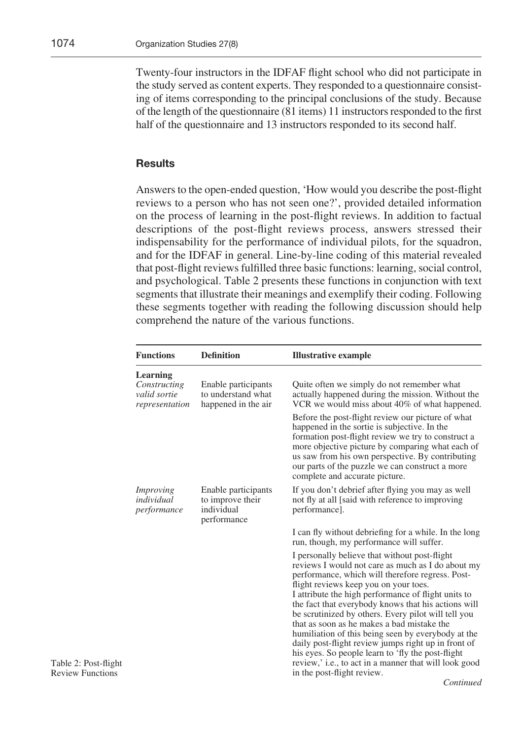Twenty-four instructors in the IDFAF flight school who did not participate in the study served as content experts. They responded to a questionnaire consisting of items corresponding to the principal conclusions of the study. Because of the length of the questionnaire (81 items) 11 instructors responded to the first half of the questionnaire and 13 instructors responded to its second half.

## Results

Answers to the open-ended question, 'How would you describe the post-flight reviews to a person who has not seen one?', provided detailed information on the process of learning in the post-flight reviews. In addition to factual descriptions of the post-flight reviews process, answers stressed their indispensability for the performance of individual pilots, for the squadron, and for the IDFAF in general. Line-by-line coding of this material revealed that post-flight reviews fulfilled three basic functions: learning, social control, and psychological. Table 2 presents these functions in conjunction with text segments that illustrate their meanings and exemplify their coding. Following these segments together with reading the following discussion should help comprehend the nature of the various functions.

Table 2: Post-flight Review Functions

| Functions | Definition | Illustrative example |
|---|---|---|
| **Learning** | | |
| *Constructing valid sortie representation* | Enable participants to understand what happened in the air | Quite often we simply do not remember what actually happened during the mission. Without the VCR we would miss about 40% of what happened. |
| | | Before the post-flight review our picture of what happened in the sortie is subjective. In the formation post-flight review we try to construct a more objective picture by comparing what each of us saw from his own perspective. By contributing our parts of the puzzle we can construct a more complete and accurate picture. |
| *Improving individual performance* | Enable participants to improve their individual performance | If you don't debrief after flying you may as well not fly at all [said with reference to improving performance]. |
| | | I can fly without debriefing for a while. In the long run, though, my performance will suffer. |
| | | I personally believe that without post-flight reviews I would not care as much as I do about my performance, which will therefore regress. Post-flight reviews keep you on your toes. I attribute the high performance of flight units to the fact that everybody knows that his actions will be scrutinized by others. Every pilot will tell you that as soon as he makes a bad mistake the humiliation of this being seen by everybody at the daily post-flight review jumps right up in front of his eyes. So people learn to 'fly the post-flight review,' i.e., to act in a manner that will look good in the post-flight review. |

*Continued*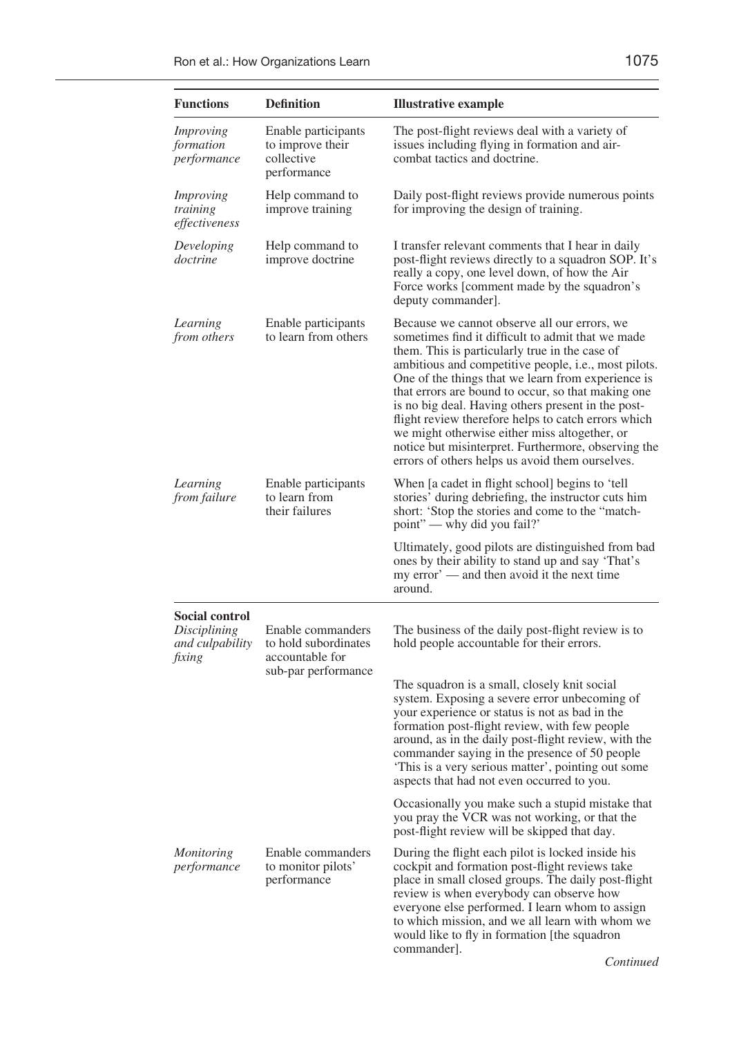| Functions | Definition | Illustrative example |
|---|---|---|
| *Improving formation performance* | Enable participants to improve their collective performance | The post-flight reviews deal with a variety of issues including flying in formation and air-combat tactics and doctrine. |
| *Improving training effectiveness* | Help command to improve training | Daily post-flight reviews provide numerous points for improving the design of training. |
| *Developing doctrine* | Help command to improve doctrine | I transfer relevant comments that I hear in daily post-flight reviews directly to a squadron SOP. It's really a copy, one level down, of how the Air Force works [comment made by the squadron's deputy commander]. |
| *Learning from others* | Enable participants to learn from others | Because we cannot observe all our errors, we sometimes find it difficult to admit that we made them. This is particularly true in the case of ambitious and competitive people, i.e., most pilots. One of the things that we learn from experience is that errors are bound to occur, so that making one is no big deal. Having others present in the post-flight review therefore helps to catch errors which we might otherwise either miss altogether, or notice but misinterpret. Furthermore, observing the errors of others helps us avoid them ourselves. |
| *Learning from failure* | Enable participants to learn from their failures | When [a cadet in flight school] begins to 'tell stories' during debriefing, the instructor cuts him short: 'Stop the stories and come to the "match-point" — why did you fail?' |
| | | Ultimately, good pilots are distinguished from bad ones by their ability to stand up and say 'That's my error' — and then avoid it the next time around. |
| **Social control** | | |
| *Disciplining and culpability fixing* | Enable commanders to hold subordinates accountable for sub-par performance | The business of the daily post-flight review is to hold people accountable for their errors. |
| | | The squadron is a small, closely knit social system. Exposing a severe error unbecoming of your experience or status is not as bad in the formation post-flight review, with few people around, as in the daily post-flight review, with the commander saying in the presence of 50 people 'This is a very serious matter', pointing out some aspects that had not even occurred to you. |
| | | Occasionally you make such a stupid mistake that you pray the VCR was not working, or that the post-flight review will be skipped that day. |
| *Monitoring performance* | Enable commanders to monitor pilots' performance | During the flight each pilot is locked inside his cockpit and formation post-flight reviews take place in small closed groups. The daily post-flight review is when everybody can observe how everyone else performed. I learn whom to assign to which mission, and we all learn with whom we would like to fly in formation [the squadron commander]. |

*Continued*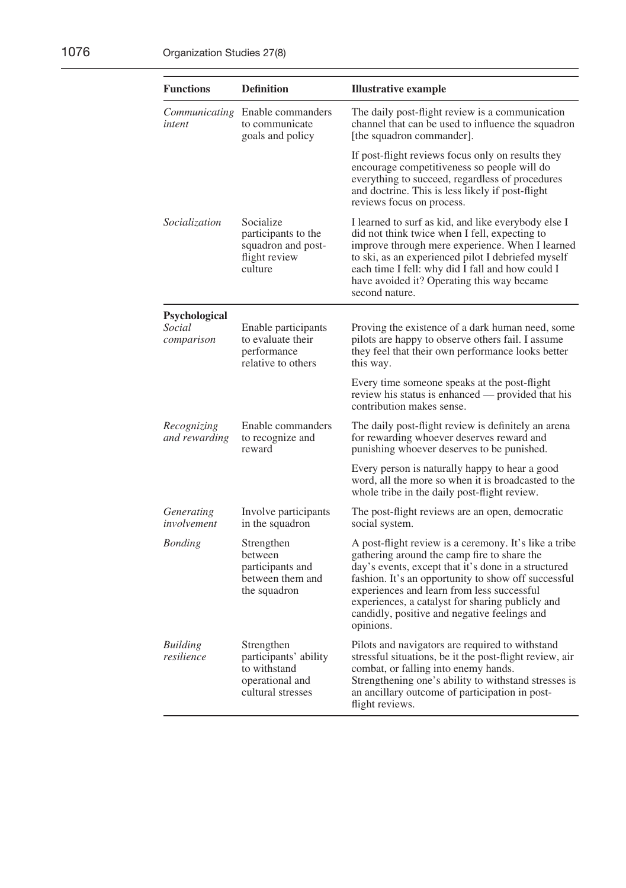| Functions | Definition | Illustrative example |
|---|---|---|
| *Communicating intent* | Enable commanders to communicate goals and policy | The daily post-flight review is a communication channel that can be used to influence the squadron [the squadron commander]. |
| | | If post-flight reviews focus only on results they encourage competitiveness so people will do everything to succeed, regardless of procedures and doctrine. This is less likely if post-flight reviews focus on process. |
| *Socialization* | Socialize participants to the squadron and post-flight review culture | I learned to surf as kid, and like everybody else I did not think twice when I fell, expecting to improve through mere experience. When I learned to ski, as an experienced pilot I debriefed myself each time I fell: why did I fall and how could I have avoided it? Operating this way became second nature. |
| **Psychological** | | |
| *Social comparison* | Enable participants to evaluate their performance relative to others | Proving the existence of a dark human need, some pilots are happy to observe others fail. I assume they feel that their own performance looks better this way. |
| | | Every time someone speaks at the post-flight review his status is enhanced — provided that his contribution makes sense. |
| *Recognizing and rewarding* | Enable commanders to recognize and reward | The daily post-flight review is definitely an arena for rewarding whoever deserves reward and punishing whoever deserves to be punished. |
| | | Every person is naturally happy to hear a good word, all the more so when it is broadcasted to the whole tribe in the daily post-flight review. |
| *Generating involvement* | Involve participants in the squadron | The post-flight reviews are an open, democratic social system. |
| *Bonding* | Strengthen between participants and between them and the squadron | A post-flight review is a ceremony. It's like a tribe gathering around the camp fire to share the day's events, except that it's done in a structured fashion. It's an opportunity to show off successful experiences and learn from less successful experiences, a catalyst for sharing publicly and candidly, positive and negative feelings and opinions. |
| *Building resilience* | Strengthen participants' ability to withstand operational and cultural stresses | Pilots and navigators are required to withstand stressful situations, be it the post-flight review, air combat, or falling into enemy hands. Strengthening one's ability to withstand stresses is an ancillary outcome of participation in post-flight reviews. |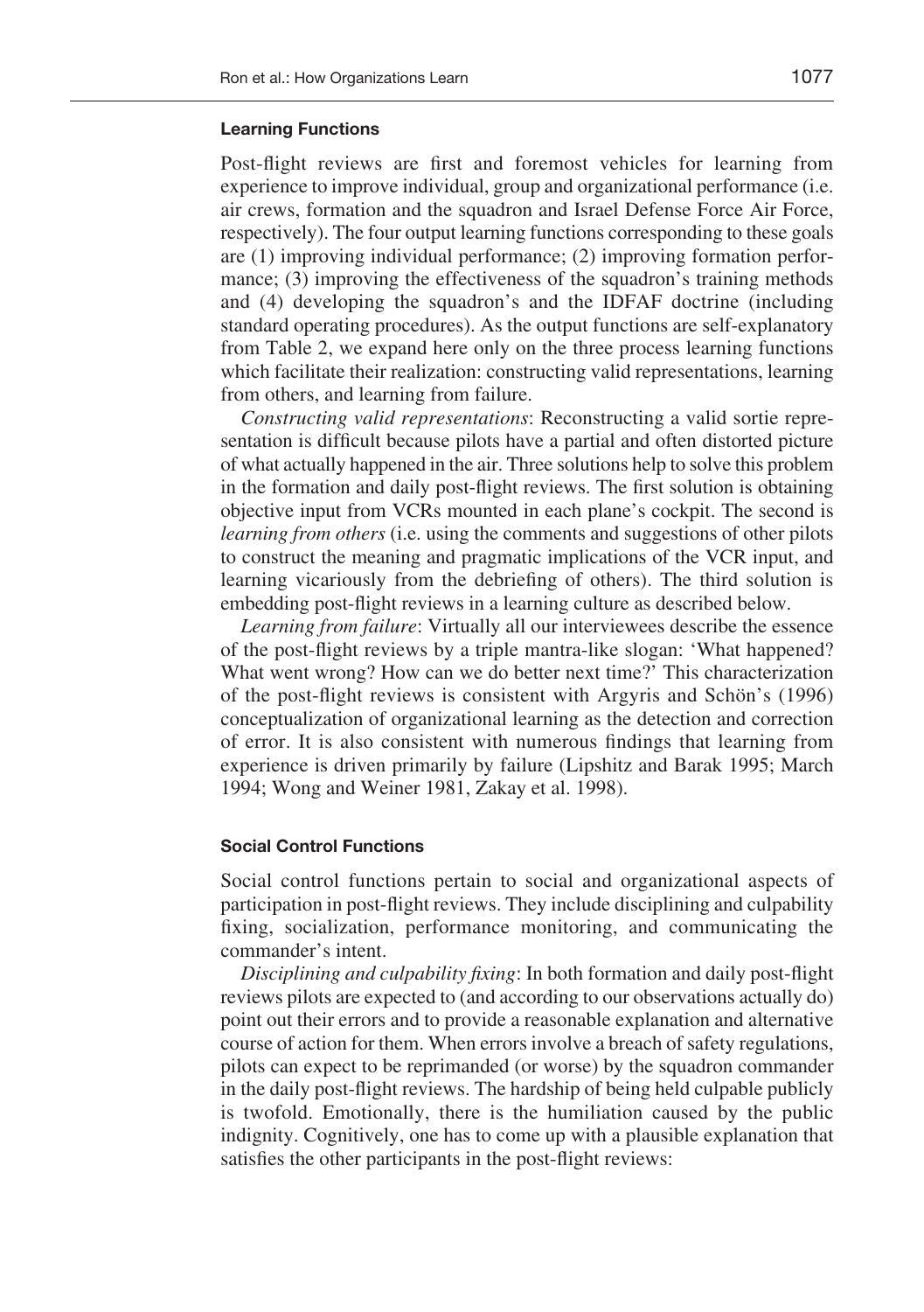### Learning Functions

Post-flight reviews are first and foremost vehicles for learning from experience to improve individual, group and organizational performance (i.e. air crews, formation and the squadron and Israel Defense Force Air Force, respectively). The four output learning functions corresponding to these goals are (1) improving individual performance; (2) improving formation performance; (3) improving the effectiveness of the squadron's training methods and (4) developing the squadron's and the IDFAF doctrine (including standard operating procedures). As the output functions are self-explanatory from Table 2, we expand here only on the three process learning functions which facilitate their realization: constructing valid representations, learning from others, and learning from failure.

*Constructing valid representations*: Reconstructing a valid sortie representation is difficult because pilots have a partial and often distorted picture of what actually happened in the air. Three solutions help to solve this problem in the formation and daily post-flight reviews. The first solution is obtaining objective input from VCRs mounted in each plane's cockpit. The second is *learning from others* (i.e. using the comments and suggestions of other pilots to construct the meaning and pragmatic implications of the VCR input, and learning vicariously from the debriefing of others). The third solution is embedding post-flight reviews in a learning culture as described below.

*Learning from failure*: Virtually all our interviewees describe the essence of the post-flight reviews by a triple mantra-like slogan: 'What happened? What went wrong? How can we do better next time?' This characterization of the post-flight reviews is consistent with Argyris and Schön's (1996) conceptualization of organizational learning as the detection and correction of error. It is also consistent with numerous findings that learning from experience is driven primarily by failure (Lipshitz and Barak 1995; March 1994; Wong and Weiner 1981, Zakay et al. 1998).

### Social Control Functions

Social control functions pertain to social and organizational aspects of participation in post-flight reviews. They include disciplining and culpability fixing, socialization, performance monitoring, and communicating the commander's intent.

*Disciplining and culpability fixing*: In both formation and daily post-flight reviews pilots are expected to (and according to our observations actually do) point out their errors and to provide a reasonable explanation and alternative course of action for them. When errors involve a breach of safety regulations, pilots can expect to be reprimanded (or worse) by the squadron commander in the daily post-flight reviews. The hardship of being held culpable publicly is twofold. Emotionally, there is the humiliation caused by the public indignity. Cognitively, one has to come up with a plausible explanation that satisfies the other participants in the post-flight reviews: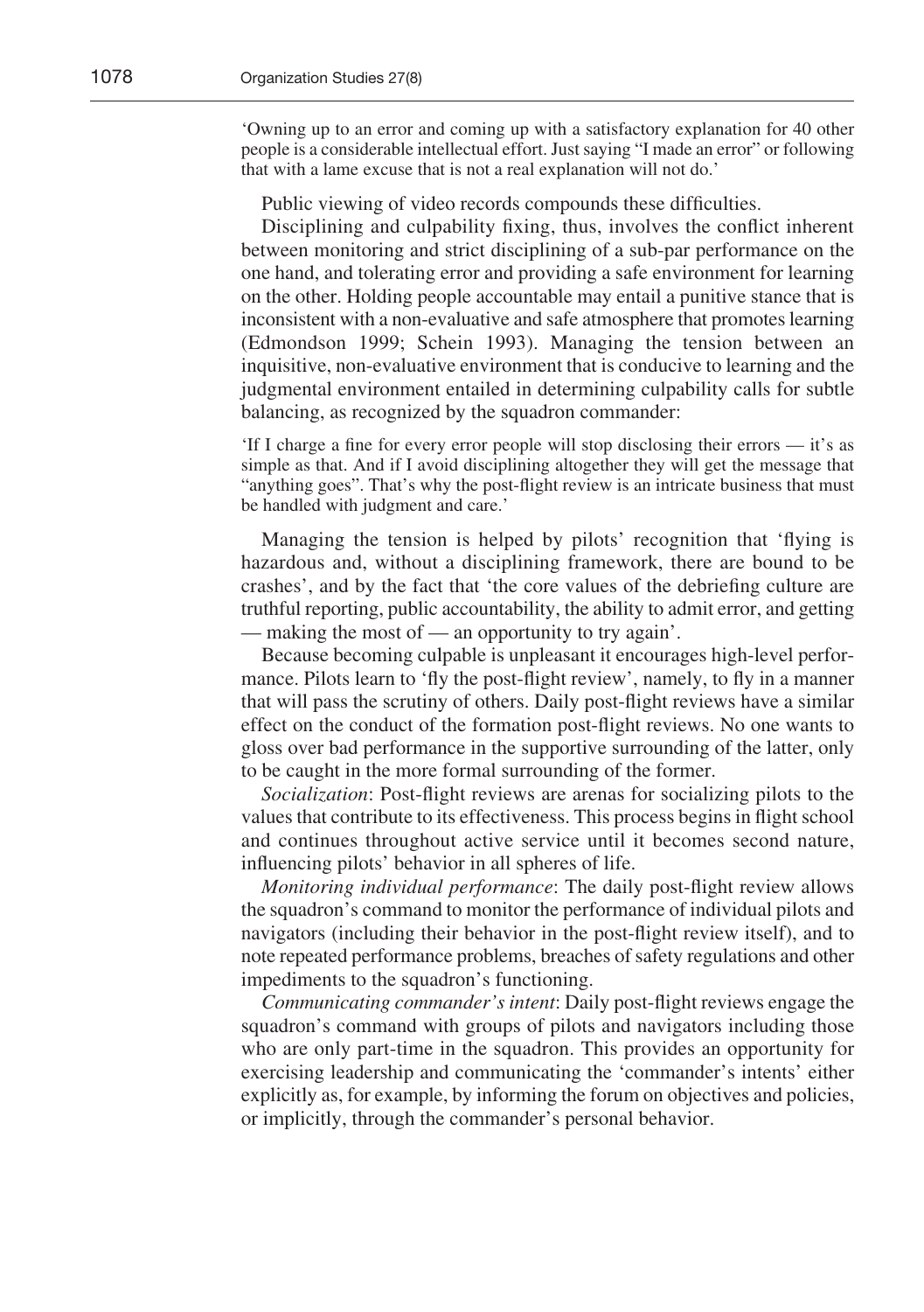'Owning up to an error and coming up with a satisfactory explanation for 40 other people is a considerable intellectual effort. Just saying "I made an error" or following that with a lame excuse that is not a real explanation will not do.'

Public viewing of video records compounds these difficulties.

Disciplining and culpability fixing, thus, involves the conflict inherent between monitoring and strict disciplining of a sub-par performance on the one hand, and tolerating error and providing a safe environment for learning on the other. Holding people accountable may entail a punitive stance that is inconsistent with a non-evaluative and safe atmosphere that promotes learning (Edmondson 1999; Schein 1993). Managing the tension between an inquisitive, non-evaluative environment that is conducive to learning and the judgmental environment entailed in determining culpability calls for subtle balancing, as recognized by the squadron commander:

'If I charge a fine for every error people will stop disclosing their errors — it's as simple as that. And if I avoid disciplining altogether they will get the message that "anything goes". That's why the post-flight review is an intricate business that must be handled with judgment and care.'

Managing the tension is helped by pilots' recognition that 'flying is hazardous and, without a disciplining framework, there are bound to be crashes', and by the fact that 'the core values of the debriefing culture are truthful reporting, public accountability, the ability to admit error, and getting — making the most of — an opportunity to try again'.

Because becoming culpable is unpleasant it encourages high-level performance. Pilots learn to 'fly the post-flight review', namely, to fly in a manner that will pass the scrutiny of others. Daily post-flight reviews have a similar effect on the conduct of the formation post-flight reviews. No one wants to gloss over bad performance in the supportive surrounding of the latter, only to be caught in the more formal surrounding of the former.

*Socialization*: Post-flight reviews are arenas for socializing pilots to the values that contribute to its effectiveness. This process begins in flight school and continues throughout active service until it becomes second nature, influencing pilots' behavior in all spheres of life.

*Monitoring individual performance*: The daily post-flight review allows the squadron's command to monitor the performance of individual pilots and navigators (including their behavior in the post-flight review itself), and to note repeated performance problems, breaches of safety regulations and other impediments to the squadron's functioning.

*Communicating commander's intent*: Daily post-flight reviews engage the squadron's command with groups of pilots and navigators including those who are only part-time in the squadron. This provides an opportunity for exercising leadership and communicating the 'commander's intents' either explicitly as, for example, by informing the forum on objectives and policies, or implicitly, through the commander's personal behavior.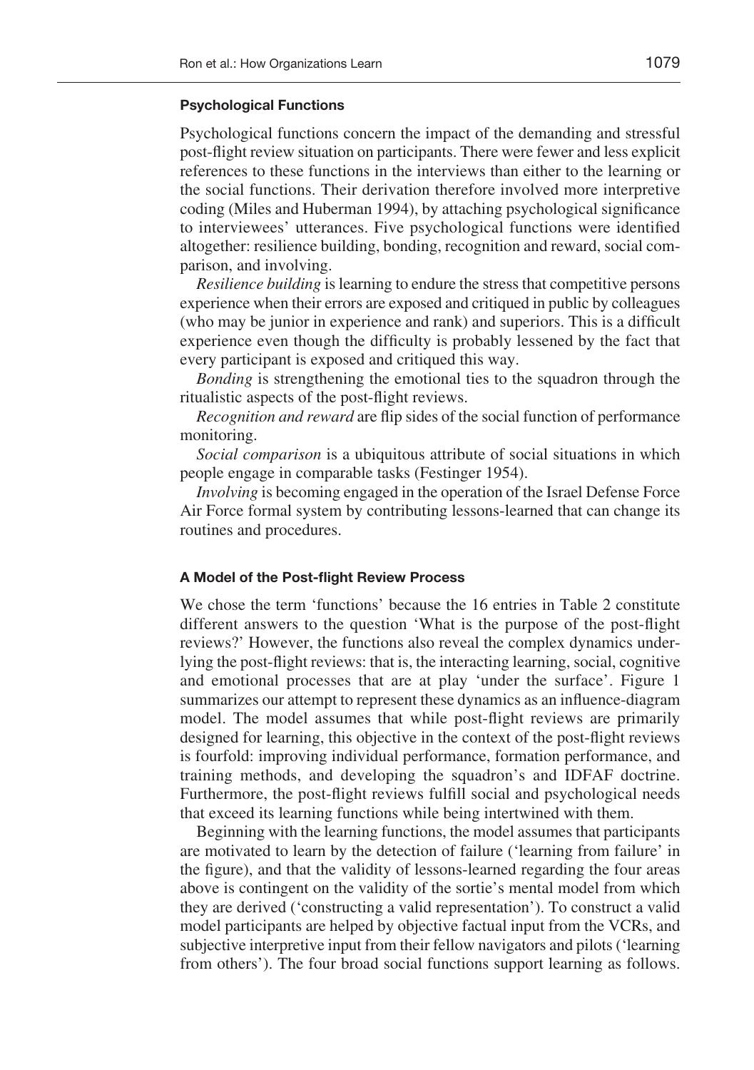### Psychological Functions

Psychological functions concern the impact of the demanding and stressful post-flight review situation on participants. There were fewer and less explicit references to these functions in the interviews than either to the learning or the social functions. Their derivation therefore involved more interpretive coding (Miles and Huberman 1994), by attaching psychological significance to interviewees' utterances. Five psychological functions were identified altogether: resilience building, bonding, recognition and reward, social comparison, and involving.

*Resilience building* is learning to endure the stress that competitive persons experience when their errors are exposed and critiqued in public by colleagues (who may be junior in experience and rank) and superiors. This is a difficult experience even though the difficulty is probably lessened by the fact that every participant is exposed and critiqued this way.

*Bonding* is strengthening the emotional ties to the squadron through the ritualistic aspects of the post-flight reviews.

*Recognition and reward* are flip sides of the social function of performance monitoring.

*Social comparison* is a ubiquitous attribute of social situations in which people engage in comparable tasks (Festinger 1954).

*Involving* is becoming engaged in the operation of the Israel Defense Force Air Force formal system by contributing lessons-learned that can change its routines and procedures.

### A Model of the Post-flight Review Process

We chose the term 'functions' because the 16 entries in Table 2 constitute different answers to the question 'What is the purpose of the post-flight reviews?' However, the functions also reveal the complex dynamics underlying the post-flight reviews: that is, the interacting learning, social, cognitive and emotional processes that are at play 'under the surface'. Figure 1 summarizes our attempt to represent these dynamics as an influence-diagram model. The model assumes that while post-flight reviews are primarily designed for learning, this objective in the context of the post-flight reviews is fourfold: improving individual performance, formation performance, and training methods, and developing the squadron's and IDFAF doctrine. Furthermore, the post-flight reviews fulfill social and psychological needs that exceed its learning functions while being intertwined with them.

Beginning with the learning functions, the model assumes that participants are motivated to learn by the detection of failure ('learning from failure' in the figure), and that the validity of lessons-learned regarding the four areas above is contingent on the validity of the sortie's mental model from which they are derived ('constructing a valid representation'). To construct a valid model participants are helped by objective factual input from the VCRs, and subjective interpretive input from their fellow navigators and pilots ('learning from others'). The four broad social functions support learning as follows.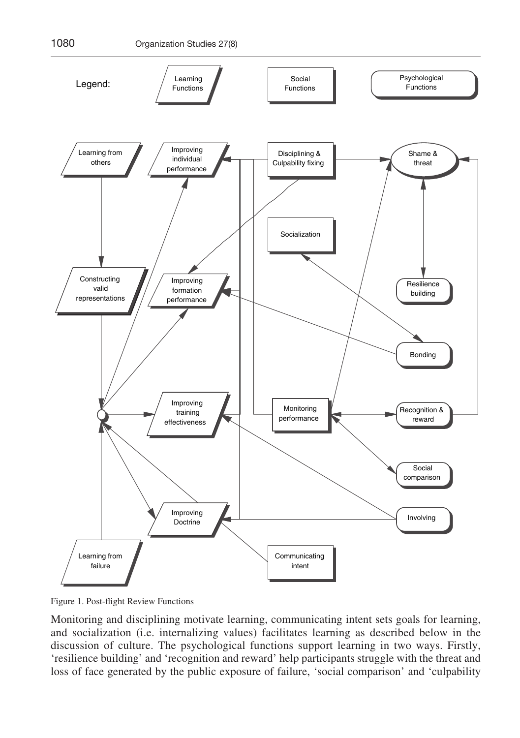Legend:

Learning Functions

Social Functions

Psychological Functions

Learning from others

Improving individual performance

Disciplining & Culpability fixing

Shame & threat

Socialization

Constructing valid representations

Improving formation performance

Resilience building

Bonding

Improving training effectiveness

Monitoring performance

Recognition & reward

Social comparison

Improving Doctrine

Involving

Learning from failure

Communicating intent

Figure 1. Post-flight Review Functions

Monitoring and disciplining motivate learning, communicating intent sets goals for learning, and socialization (i.e. internalizing values) facilitates learning as described below in the discussion of culture. The psychological functions support learning in two ways. Firstly, 'resilience building' and 'recognition and reward' help participants struggle with the threat and loss of face generated by the public exposure of failure, 'social comparison' and 'culpability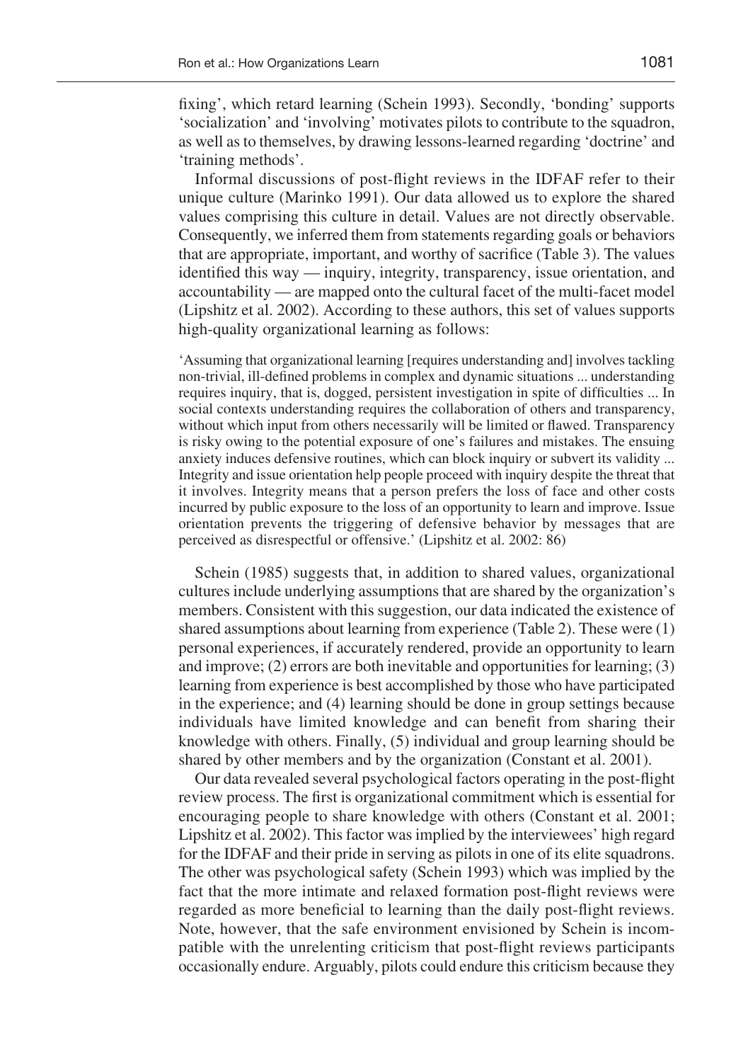fixing', which retard learning (Schein 1993). Secondly, 'bonding' supports 'socialization' and 'involving' motivates pilots to contribute to the squadron, as well as to themselves, by drawing lessons-learned regarding 'doctrine' and 'training methods'.

Informal discussions of post-flight reviews in the IDFAF refer to their unique culture (Marinko 1991). Our data allowed us to explore the shared values comprising this culture in detail. Values are not directly observable. Consequently, we inferred them from statements regarding goals or behaviors that are appropriate, important, and worthy of sacrifice (Table 3). The values identified this way — inquiry, integrity, transparency, issue orientation, and accountability — are mapped onto the cultural facet of the multi-facet model (Lipshitz et al. 2002). According to these authors, this set of values supports high-quality organizational learning as follows:

> 'Assuming that organizational learning [requires understanding and] involves tackling non-trivial, ill-defined problems in complex and dynamic situations ... understanding requires inquiry, that is, dogged, persistent investigation in spite of difficulties ... In social contexts understanding requires the collaboration of others and transparency, without which input from others necessarily will be limited or flawed. Transparency is risky owing to the potential exposure of one's failures and mistakes. The ensuing anxiety induces defensive routines, which can block inquiry or subvert its validity ... Integrity and issue orientation help people proceed with inquiry despite the threat that it involves. Integrity means that a person prefers the loss of face and other costs incurred by public exposure to the loss of an opportunity to learn and improve. Issue orientation prevents the triggering of defensive behavior by messages that are perceived as disrespectful or offensive.' (Lipshitz et al. 2002: 86)

Schein (1985) suggests that, in addition to shared values, organizational cultures include underlying assumptions that are shared by the organization's members. Consistent with this suggestion, our data indicated the existence of shared assumptions about learning from experience (Table 2). These were (1) personal experiences, if accurately rendered, provide an opportunity to learn and improve; (2) errors are both inevitable and opportunities for learning; (3) learning from experience is best accomplished by those who have participated in the experience; and (4) learning should be done in group settings because individuals have limited knowledge and can benefit from sharing their knowledge with others. Finally, (5) individual and group learning should be shared by other members and by the organization (Constant et al. 2001).

Our data revealed several psychological factors operating in the post-flight review process. The first is organizational commitment which is essential for encouraging people to share knowledge with others (Constant et al. 2001; Lipshitz et al. 2002). This factor was implied by the interviewees' high regard for the IDFAF and their pride in serving as pilots in one of its elite squadrons. The other was psychological safety (Schein 1993) which was implied by the fact that the more intimate and relaxed formation post-flight reviews were regarded as more beneficial to learning than the daily post-flight reviews. Note, however, that the safe environment envisioned by Schein is incompatible with the unrelenting criticism that post-flight reviews participants occasionally endure. Arguably, pilots could endure this criticism because they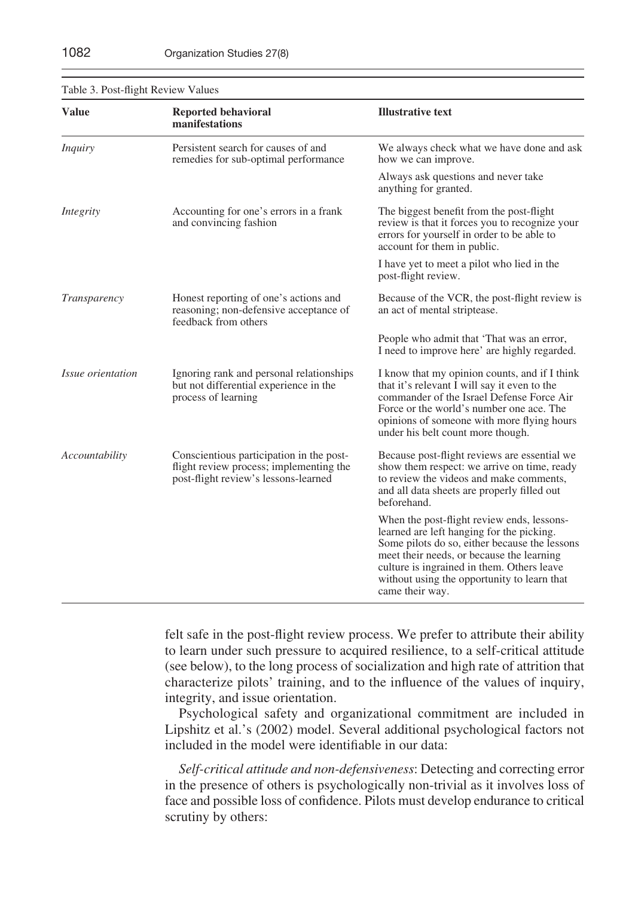Table 3. Post-flight Review Values

| Value | Reported behavioral manifestations | Illustrative text |
|---|---|---|
| *Inquiry* | Persistent search for causes of and remedies for sub-optimal performance | We always check what we have done and ask how we can improve.<br>Always ask questions and never take anything for granted. |
| *Integrity* | Accounting for one's errors in a frank and convincing fashion | The biggest benefit from the post-flight review is that it forces you to recognize your errors for yourself in order to be able to account for them in public.<br>I have yet to meet a pilot who lied in the post-flight review. |
| *Transparency* | Honest reporting of one's actions and reasoning; non-defensive acceptance of feedback from others | Because of the VCR, the post-flight review is an act of mental striptease.<br>People who admit that 'That was an error, I need to improve here' are highly regarded. |
| *Issue orientation* | Ignoring rank and personal relationships but not differential experience in the process of learning | I know that my opinion counts, and if I think that it's relevant I will say it even to the commander of the Israel Defense Force Air Force or the world's number one ace. The opinions of someone with more flying hours under his belt count more though. |
| *Accountability* | Conscientious participation in the post-flight review process; implementing the post-flight review's lessons-learned | Because post-flight reviews are essential we show them respect: we arrive on time, ready to review the videos and make comments, and all data sheets are properly filled out beforehand.<br>When the post-flight review ends, lessons-learned are left hanging for the picking. Some pilots do so, either because the lessons meet their needs, or because the learning culture is ingrained in them. Others leave without using the opportunity to learn that came their way. |

felt safe in the post-flight review process. We prefer to attribute their ability to learn under such pressure to acquired resilience, to a self-critical attitude (see below), to the long process of socialization and high rate of attrition that characterize pilots' training, and to the influence of the values of inquiry, integrity, and issue orientation.

Psychological safety and organizational commitment are included in Lipshitz et al.'s (2002) model. Several additional psychological factors not included in the model were identifiable in our data:

*Self-critical attitude and non-defensiveness*: Detecting and correcting error in the presence of others is psychologically non-trivial as it involves loss of face and possible loss of confidence. Pilots must develop endurance to critical scrutiny by others: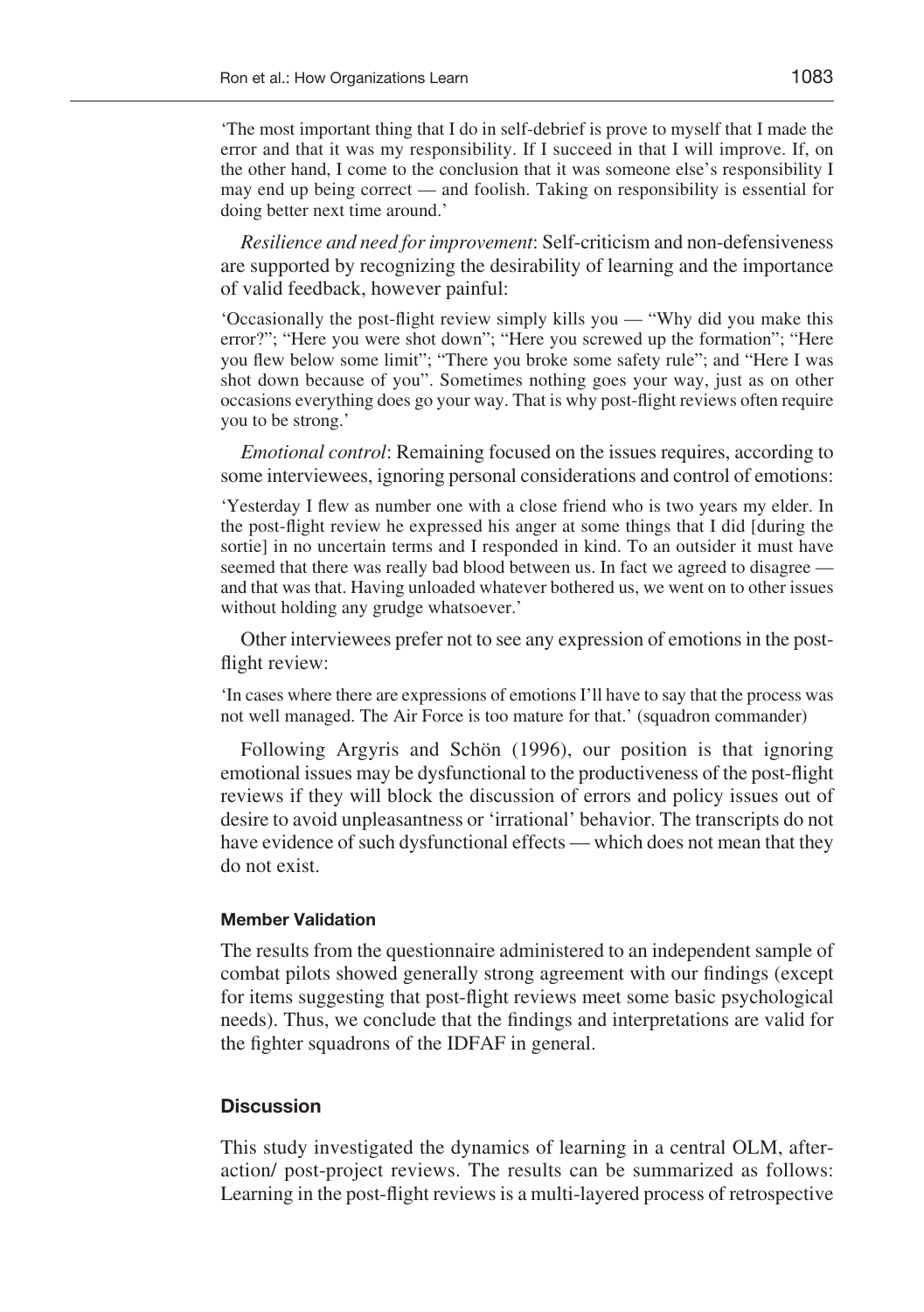'The most important thing that I do in self-debrief is prove to myself that I made the error and that it was my responsibility. If I succeed in that I will improve. If, on the other hand, I come to the conclusion that it was someone else's responsibility I may end up being correct — and foolish. Taking on responsibility is essential for doing better next time around.'

*Resilience and need for improvement*: Self-criticism and non-defensiveness are supported by recognizing the desirability of learning and the importance of valid feedback, however painful:

'Occasionally the post-flight review simply kills you — "Why did you make this error?"; "Here you were shot down"; "Here you screwed up the formation"; "Here you flew below some limit"; "There you broke some safety rule"; and "Here I was shot down because of you". Sometimes nothing goes your way, just as on other occasions everything does go your way. That is why post-flight reviews often require you to be strong.'

*Emotional control*: Remaining focused on the issues requires, according to some interviewees, ignoring personal considerations and control of emotions:

'Yesterday I flew as number one with a close friend who is two years my elder. In the post-flight review he expressed his anger at some things that I did [during the sortie] in no uncertain terms and I responded in kind. To an outsider it must have seemed that there was really bad blood between us. In fact we agreed to disagree — and that was that. Having unloaded whatever bothered us, we went on to other issues without holding any grudge whatsoever.'

Other interviewees prefer not to see any expression of emotions in the post-flight review:

'In cases where there are expressions of emotions I'll have to say that the process was not well managed. The Air Force is too mature for that.' (squadron commander)

Following Argyris and Schön (1996), our position is that ignoring emotional issues may be dysfunctional to the productiveness of the post-flight reviews if they will block the discussion of errors and policy issues out of desire to avoid unpleasantness or 'irrational' behavior. The transcripts do not have evidence of such dysfunctional effects — which does not mean that they do not exist.

#### Member Validation

The results from the questionnaire administered to an independent sample of combat pilots showed generally strong agreement with our findings (except for items suggesting that post-flight reviews meet some basic psychological needs). Thus, we conclude that the findings and interpretations are valid for the fighter squadrons of the IDFAF in general.

### Discussion

This study investigated the dynamics of learning in a central OLM, after-action/ post-project reviews. The results can be summarized as follows: Learning in the post-flight reviews is a multi-layered process of retrospective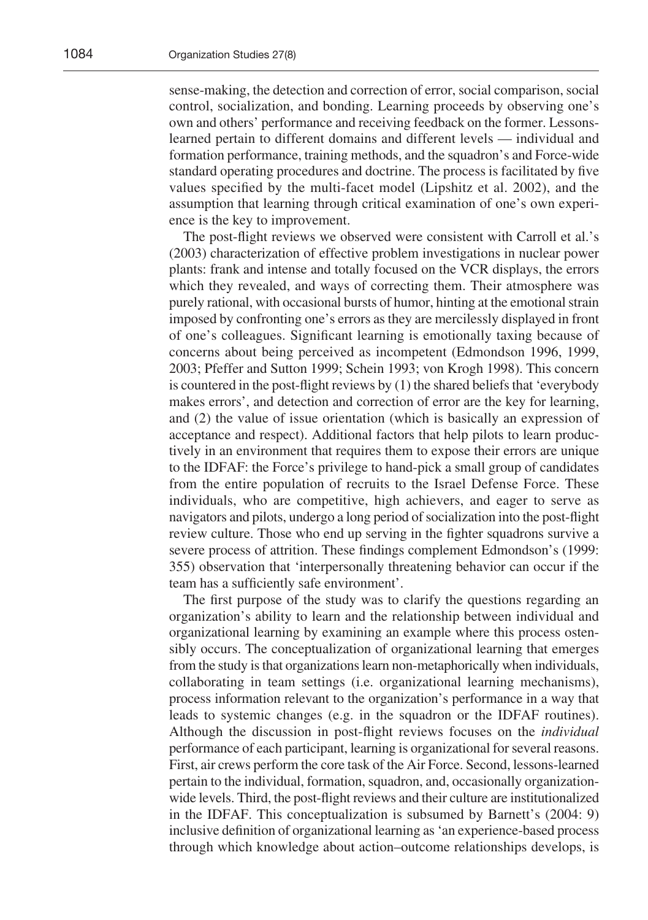sense-making, the detection and correction of error, social comparison, social control, socialization, and bonding. Learning proceeds by observing one's own and others' performance and receiving feedback on the former. Lessons-learned pertain to different domains and different levels — individual and formation performance, training methods, and the squadron's and Force-wide standard operating procedures and doctrine. The process is facilitated by five values specified by the multi-facet model (Lipshitz et al. 2002), and the assumption that learning through critical examination of one's own experience is the key to improvement.

The post-flight reviews we observed were consistent with Carroll et al.'s (2003) characterization of effective problem investigations in nuclear power plants: frank and intense and totally focused on the VCR displays, the errors which they revealed, and ways of correcting them. Their atmosphere was purely rational, with occasional bursts of humor, hinting at the emotional strain imposed by confronting one's errors as they are mercilessly displayed in front of one's colleagues. Significant learning is emotionally taxing because of concerns about being perceived as incompetent (Edmondson 1996, 1999, 2003; Pfeffer and Sutton 1999; Schein 1993; von Krogh 1998). This concern is countered in the post-flight reviews by (1) the shared beliefs that 'everybody makes errors', and detection and correction of error are the key for learning, and (2) the value of issue orientation (which is basically an expression of acceptance and respect). Additional factors that help pilots to learn productively in an environment that requires them to expose their errors are unique to the IDFAF: the Force's privilege to hand-pick a small group of candidates from the entire population of recruits to the Israel Defense Force. These individuals, who are competitive, high achievers, and eager to serve as navigators and pilots, undergo a long period of socialization into the post-flight review culture. Those who end up serving in the fighter squadrons survive a severe process of attrition. These findings complement Edmondson's (1999: 355) observation that 'interpersonally threatening behavior can occur if the team has a sufficiently safe environment'.

The first purpose of the study was to clarify the questions regarding an organization's ability to learn and the relationship between individual and organizational learning by examining an example where this process ostensibly occurs. The conceptualization of organizational learning that emerges from the study is that organizations learn non-metaphorically when individuals, collaborating in team settings (i.e. organizational learning mechanisms), process information relevant to the organization's performance in a way that leads to systemic changes (e.g. in the squadron or the IDFAF routines). Although the discussion in post-flight reviews focuses on the *individual* performance of each participant, learning is organizational for several reasons. First, air crews perform the core task of the Air Force. Second, lessons-learned pertain to the individual, formation, squadron, and, occasionally organization-wide levels. Third, the post-flight reviews and their culture are institutionalized in the IDFAF. This conceptualization is subsumed by Barnett's (2004: 9) inclusive definition of organizational learning as 'an experience-based process through which knowledge about action–outcome relationships develops, is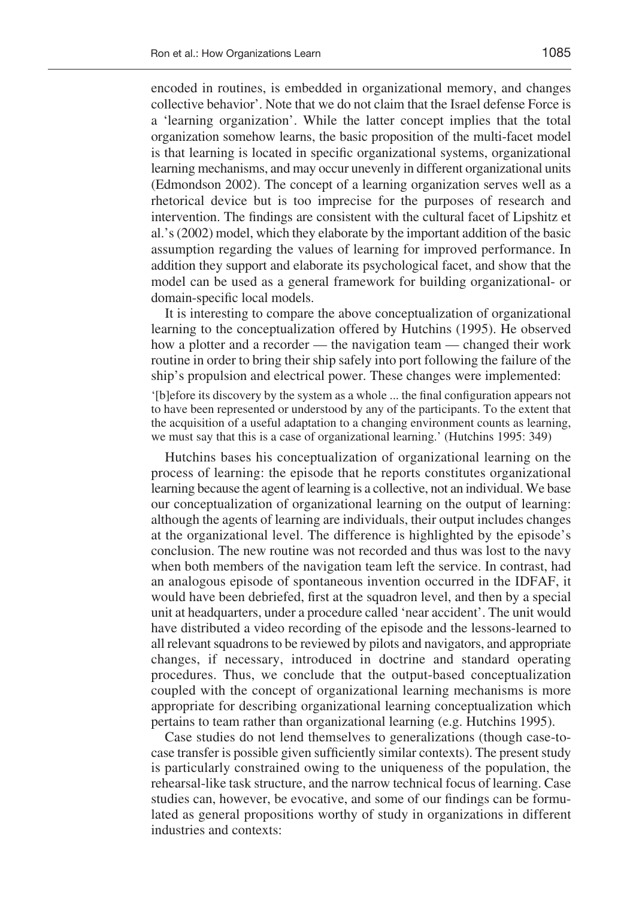encoded in routines, is embedded in organizational memory, and changes collective behavior'. Note that we do not claim that the Israel defense Force is a 'learning organization'. While the latter concept implies that the total organization somehow learns, the basic proposition of the multi-facet model is that learning is located in specific organizational systems, organizational learning mechanisms, and may occur unevenly in different organizational units (Edmondson 2002). The concept of a learning organization serves well as a rhetorical device but is too imprecise for the purposes of research and intervention. The findings are consistent with the cultural facet of Lipshitz et al.'s (2002) model, which they elaborate by the important addition of the basic assumption regarding the values of learning for improved performance. In addition they support and elaborate its psychological facet, and show that the model can be used as a general framework for building organizational- or domain-specific local models.

It is interesting to compare the above conceptualization of organizational learning to the conceptualization offered by Hutchins (1995). He observed how a plotter and a recorder — the navigation team — changed their work routine in order to bring their ship safely into port following the failure of the ship's propulsion and electrical power. These changes were implemented:

> '[b]efore its discovery by the system as a whole ... the final configuration appears not to have been represented or understood by any of the participants. To the extent that the acquisition of a useful adaptation to a changing environment counts as learning, we must say that this is a case of organizational learning.' (Hutchins 1995: 349)

Hutchins bases his conceptualization of organizational learning on the process of learning: the episode that he reports constitutes organizational learning because the agent of learning is a collective, not an individual. We base our conceptualization of organizational learning on the output of learning: although the agents of learning are individuals, their output includes changes at the organizational level. The difference is highlighted by the episode's conclusion. The new routine was not recorded and thus was lost to the navy when both members of the navigation team left the service. In contrast, had an analogous episode of spontaneous invention occurred in the IDFAF, it would have been debriefed, first at the squadron level, and then by a special unit at headquarters, under a procedure called 'near accident'. The unit would have distributed a video recording of the episode and the lessons-learned to all relevant squadrons to be reviewed by pilots and navigators, and appropriate changes, if necessary, introduced in doctrine and standard operating procedures. Thus, we conclude that the output-based conceptualization coupled with the concept of organizational learning mechanisms is more appropriate for describing organizational learning conceptualization which pertains to team rather than organizational learning (e.g. Hutchins 1995).

Case studies do not lend themselves to generalizations (though case-to-case transfer is possible given sufficiently similar contexts). The present study is particularly constrained owing to the uniqueness of the population, the rehearsal-like task structure, and the narrow technical focus of learning. Case studies can, however, be evocative, and some of our findings can be formulated as general propositions worthy of study in organizations in different industries and contexts: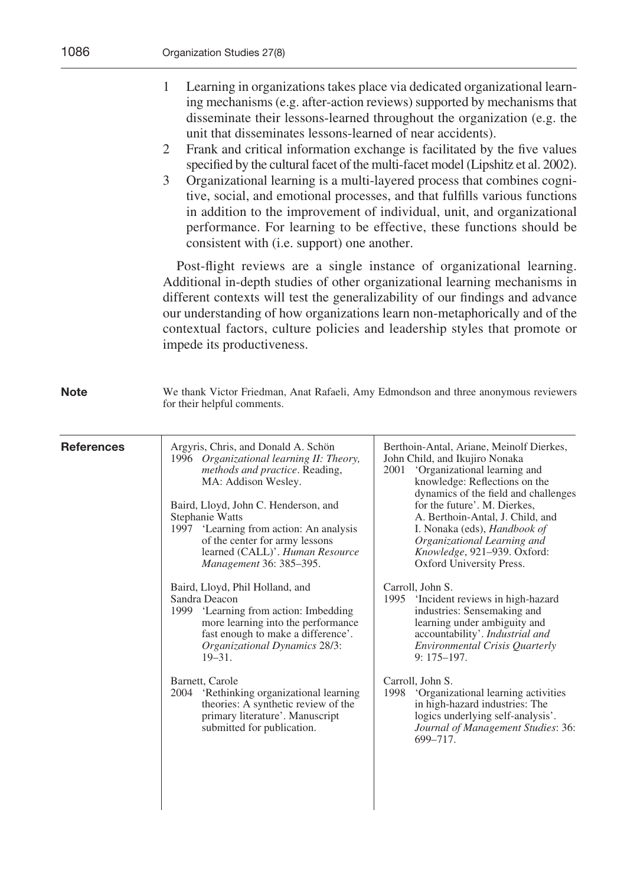1. Learning in organizations takes place via dedicated organizational learning mechanisms (e.g. after-action reviews) supported by mechanisms that disseminate their lessons-learned throughout the organization (e.g. the unit that disseminates lessons-learned of near accidents).
2. Frank and critical information exchange is facilitated by the five values specified by the cultural facet of the multi-facet model (Lipshitz et al. 2002).
3. Organizational learning is a multi-layered process that combines cognitive, social, and emotional processes, and that fulfills various functions in addition to the improvement of individual, unit, and organizational performance. For learning to be effective, these functions should be consistent with (i.e. support) one another.

Post-flight reviews are a single instance of organizational learning. Additional in-depth studies of other organizational learning mechanisms in different contexts will test the generalizability of our findings and advance our understanding of how organizations learn non-metaphorically and of the contextual factors, culture policies and leadership styles that promote or impede its productiveness.

**Note**

We thank Victor Friedman, Anat Rafaeli, Amy Edmondson and three anonymous reviewers for their helpful comments.

## References

Argyris, Chris, and Donald A. Schön
1996 *Organizational learning II: Theory, methods and practice*. Reading, MA: Addison Wesley.

Baird, Lloyd, John C. Henderson, and Stephanie Watts
1997 'Learning from action: An analysis of the center for army lessons learned (CALL)'. *Human Resource Management* 36: 385–395.

Baird, Lloyd, Phil Holland, and Sandra Deacon
1999 'Learning from action: Imbedding more learning into the performance fast enough to make a difference'. *Organizational Dynamics* 28/3: 19–31.

Barnett, Carole
2004 'Rethinking organizational learning theories: A synthetic review of the primary literature'. Manuscript submitted for publication.

Berthoin-Antal, Ariane, Meinolf Dierkes, John Child, and Ikujiro Nonaka
2001 'Organizational learning and knowledge: Reflections on the dynamics of the field and challenges for the future'. M. Dierkes, A. Berthoin-Antal, J. Child, and I. Nonaka (eds), *Handbook of Organizational Learning and Knowledge*, 921–939. Oxford: Oxford University Press.

Carroll, John S.
1995 'Incident reviews in high-hazard industries: Sensemaking and learning under ambiguity and accountability'. *Industrial and Environmental Crisis Quarterly* 9: 175–197.

Carroll, John S.
1998 'Organizational learning activities in high-hazard industries: The logics underlying self-analysis'. *Journal of Management Studies*: 36: 699–717.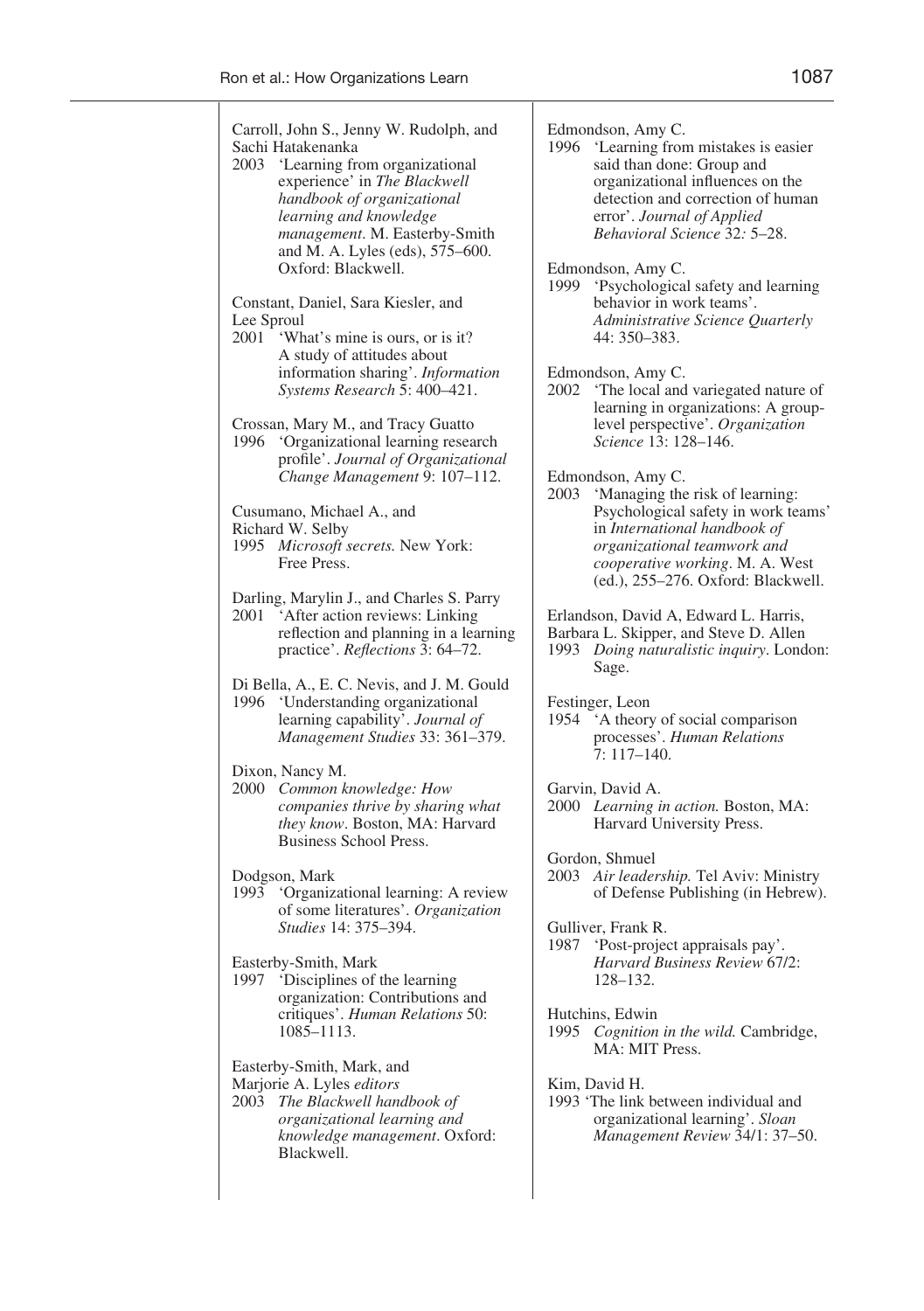Carroll, John S., Jenny W. Rudolph, and Sachi Hatakenanka
2003 'Learning from organizational experience' in *The Blackwell handbook of organizational learning and knowledge management*. M. Easterby-Smith and M. A. Lyles (eds), 575–600. Oxford: Blackwell.

Constant, Daniel, Sara Kiesler, and Lee Sproul
2001 'What's mine is ours, or is it? A study of attitudes about information sharing'. *Information Systems Research* 5: 400–421.

Crossan, Mary M., and Tracy Guatto
1996 'Organizational learning research profile'. *Journal of Organizational Change Management* 9: 107–112.

Cusumano, Michael A., and Richard W. Selby
1995 *Microsoft secrets.* New York: Free Press.

Darling, Marylin J., and Charles S. Parry
2001 'After action reviews: Linking reflection and planning in a learning practice'. *Reflections* 3: 64–72.

Di Bella, A., E. C. Nevis, and J. M. Gould
1996 'Understanding organizational learning capability'. *Journal of Management Studies* 33: 361–379.

Dixon, Nancy M.
2000 *Common knowledge: How companies thrive by sharing what they know*. Boston, MA: Harvard Business School Press.

Dodgson, Mark
1993 'Organizational learning: A review of some literatures'. *Organization Studies* 14: 375–394.

Easterby-Smith, Mark
1997 'Disciplines of the learning organization: Contributions and critiques'. *Human Relations* 50: 1085–1113.

Easterby-Smith, Mark, and Marjorie A. Lyles *editors*
2003 *The Blackwell handbook of organizational learning and knowledge management*. Oxford: Blackwell.

Edmondson, Amy C.
1996 'Learning from mistakes is easier said than done: Group and organizational influences on the detection and correction of human error'. *Journal of Applied Behavioral Science* 32*:* 5–28.

Edmondson, Amy C.
1999 'Psychological safety and learning behavior in work teams'. *Administrative Science Quarterly* 44: 350–383.

Edmondson, Amy C.
2002 'The local and variegated nature of learning in organizations: A group-level perspective'. *Organization Science* 13: 128–146.

Edmondson, Amy C.
2003 'Managing the risk of learning: Psychological safety in work teams' in *International handbook of organizational teamwork and cooperative working*. M. A. West (ed.), 255–276. Oxford: Blackwell.

Erlandson, David A, Edward L. Harris, Barbara L. Skipper, and Steve D. Allen
1993 *Doing naturalistic inquiry*. London: Sage.

Festinger, Leon
1954 'A theory of social comparison processes'. *Human Relations* 7: 117–140.

Garvin, David A.
2000 *Learning in action.* Boston, MA: Harvard University Press.

Gordon, Shmuel
2003 *Air leadership.* Tel Aviv: Ministry of Defense Publishing (in Hebrew).

Gulliver, Frank R.
1987 'Post-project appraisals pay'. *Harvard Business Review* 67/2: 128–132.

Hutchins, Edwin
1995 *Cognition in the wild.* Cambridge, MA: MIT Press.

Kim, David H.
1993 'The link between individual and organizational learning'. *Sloan Management Review* 34/1: 37–50.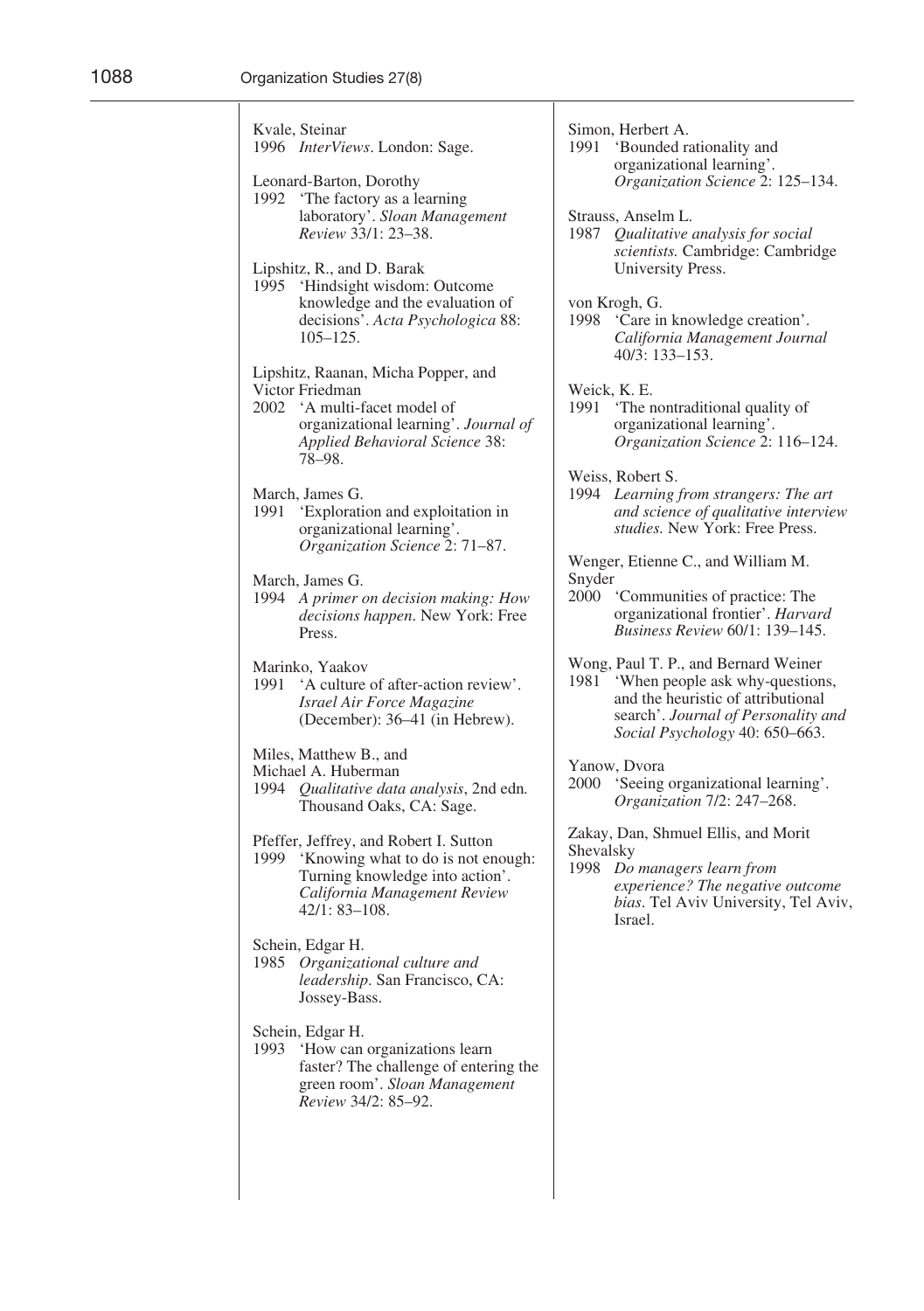Kvale, Steinar
1996 *InterViews*. London: Sage.

Leonard-Barton, Dorothy
1992 'The factory as a learning laboratory'. *Sloan Management Review* 33/1: 23–38.

Lipshitz, R., and D. Barak
1995 'Hindsight wisdom: Outcome knowledge and the evaluation of decisions'. *Acta Psychologica* 88: 105–125.

Lipshitz, Raanan, Micha Popper, and Victor Friedman
2002 'A multi-facet model of organizational learning'. *Journal of Applied Behavioral Science* 38: 78–98.

March, James G.
1991 'Exploration and exploitation in organizational learning'. *Organization Science* 2: 71–87.

March, James G.
1994 *A primer on decision making: How decisions happen*. New York: Free Press.

Marinko, Yaakov
1991 'A culture of after-action review'. *Israel Air Force Magazine* (December): 36–41 (in Hebrew).

Miles, Matthew B., and Michael A. Huberman
1994 *Qualitative data analysis*, 2nd edn. Thousand Oaks, CA: Sage.

Pfeffer, Jeffrey, and Robert I. Sutton
1999 'Knowing what to do is not enough: Turning knowledge into action'. *California Management Review* 42/1: 83–108.

Schein, Edgar H.
1985 *Organizational culture and leadership*. San Francisco, CA: Jossey-Bass.

Schein, Edgar H.
1993 'How can organizations learn faster? The challenge of entering the green room'. *Sloan Management Review* 34/2: 85–92.

Simon, Herbert A.
1991 'Bounded rationality and organizational learning'. *Organization Science* 2: 125–134.

Strauss, Anselm L.
1987 *Qualitative analysis for social scientists.* Cambridge: Cambridge University Press.

von Krogh, G.
1998 'Care in knowledge creation'. *California Management Journal* 40/3: 133–153.

Weick, K. E.
1991 'The nontraditional quality of organizational learning'. *Organization Science* 2: 116–124.

Weiss, Robert S.
1994 *Learning from strangers: The art and science of qualitative interview studies.* New York: Free Press.

Wenger, Etienne C., and William M. Snyder
2000 'Communities of practice: The organizational frontier'. *Harvard Business Review* 60/1: 139–145.

Wong, Paul T. P., and Bernard Weiner
1981 'When people ask why-questions, and the heuristic of attributional search'. *Journal of Personality and Social Psychology* 40: 650–663.

Yanow, Dvora
2000 'Seeing organizational learning'. *Organization* 7/2: 247–268.

Zakay, Dan, Shmuel Ellis, and Morit Shevalsky
1998 *Do managers learn from experience? The negative outcome bias*. Tel Aviv University, Tel Aviv, Israel.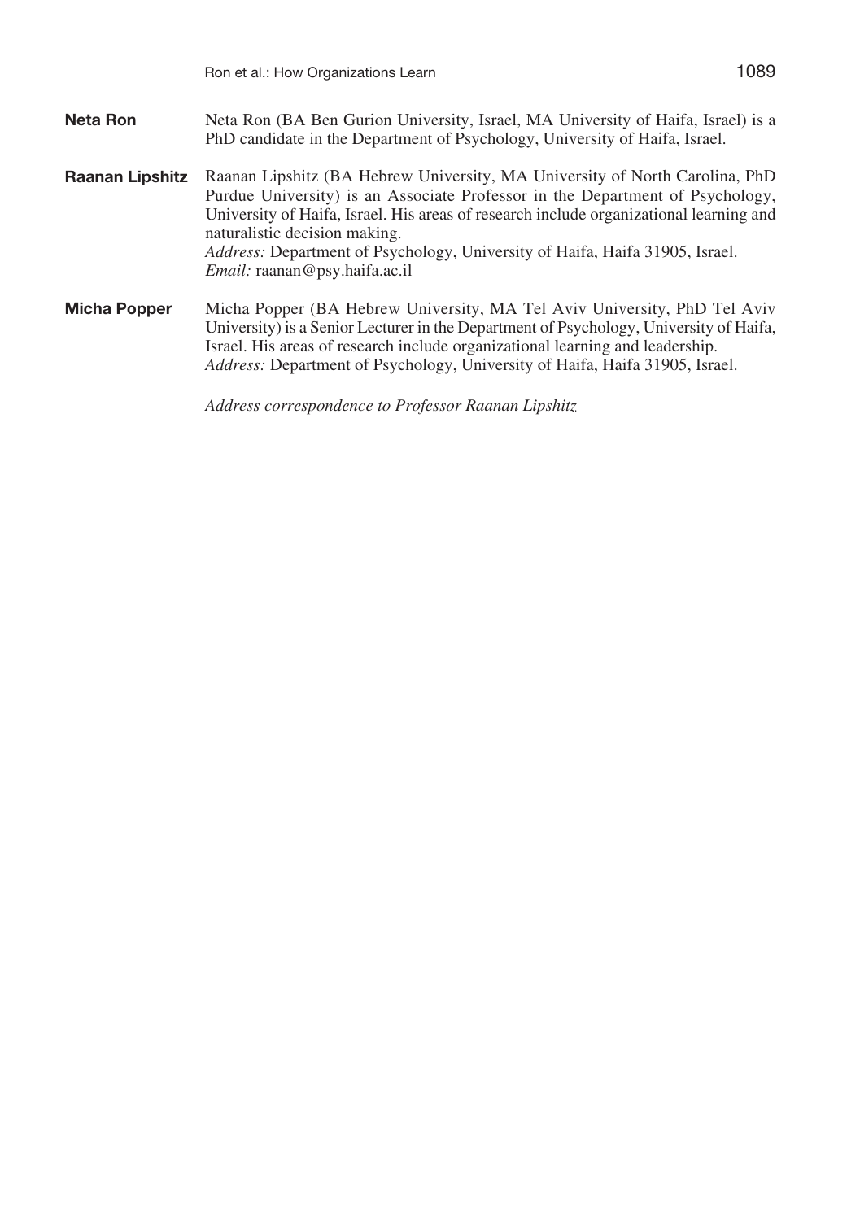**Neta Ron** Neta Ron (BA Ben Gurion University, Israel, MA University of Haifa, Israel) is a PhD candidate in the Department of Psychology, University of Haifa, Israel.

**Raanan Lipshitz** Raanan Lipshitz (BA Hebrew University, MA University of North Carolina, PhD Purdue University) is an Associate Professor in the Department of Psychology, University of Haifa, Israel. His areas of research include organizational learning and naturalistic decision making.
*Address:* Department of Psychology, University of Haifa, Haifa 31905, Israel.
*Email:* raanan@psy.haifa.ac.il

**Micha Popper** Micha Popper (BA Hebrew University, MA Tel Aviv University, PhD Tel Aviv University) is a Senior Lecturer in the Department of Psychology, University of Haifa, Israel. His areas of research include organizational learning and leadership.
*Address:* Department of Psychology, University of Haifa, Haifa 31905, Israel.

*Address correspondence to Professor Raanan Lipshitz*